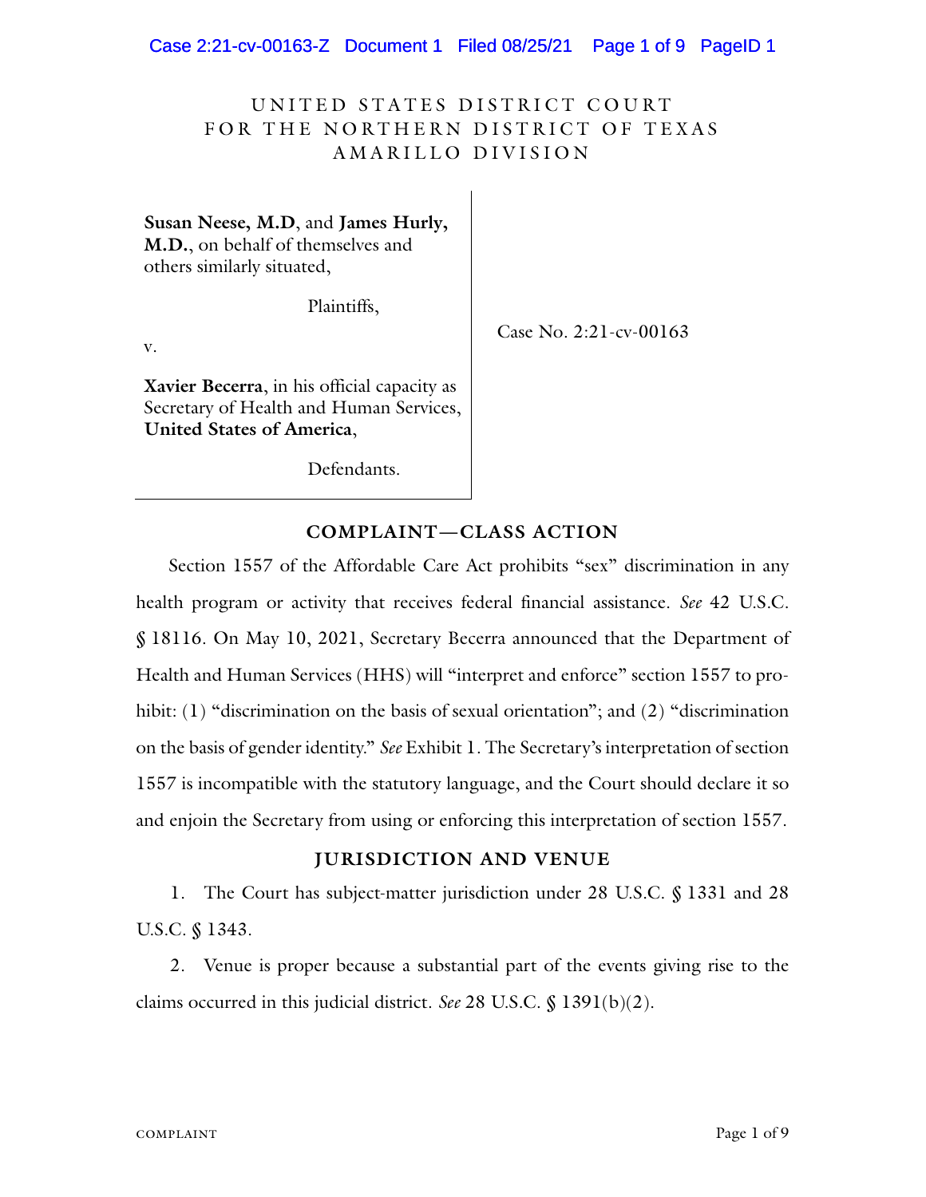UNITED STATES DISTRICT COURT
FOR THE NORTHERN DISTRICT OF TEXAS
AMARILLO DIVISION

**Susan Neese, M.D**, and **James Hurly, M.D.**, on behalf of themselves and others similarly situated,

Plaintiffs,

v.

**Xavier Becerra**, in his official capacity as Secretary of Health and Human Services, **United States of America**,

Defendants.

Case No. 2:21-cv-00163

## COMPLAINT—CLASS ACTION

Section 1557 of the Affordable Care Act prohibits "sex" discrimination in any health program or activity that receives federal financial assistance. *See* 42 U.S.C. § 18116. On May 10, 2021, Secretary Becerra announced that the Department of Health and Human Services (HHS) will "interpret and enforce" section 1557 to prohibit: (1) "discrimination on the basis of sexual orientation"; and (2) "discrimination on the basis of gender identity." *See* Exhibit 1. The Secretary's interpretation of section 1557 is incompatible with the statutory language, and the Court should declare it so and enjoin the Secretary from using or enforcing this interpretation of section 1557.

## JURISDICTION AND VENUE

1. The Court has subject-matter jurisdiction under 28 U.S.C. § 1331 and 28 U.S.C. § 1343.

2. Venue is proper because a substantial part of the events giving rise to the claims occurred in this judicial district. *See* 28 U.S.C. § 1391(b)(2).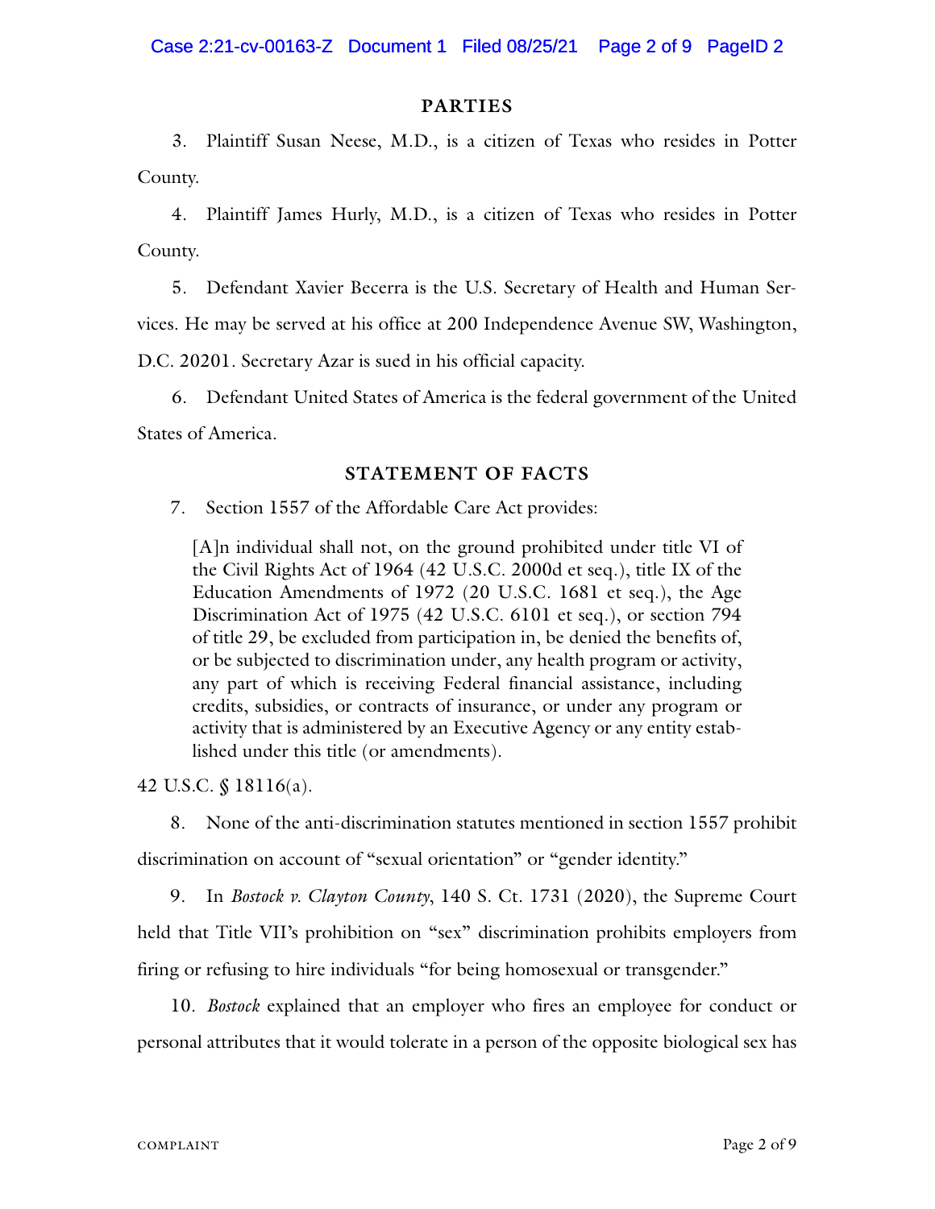## PARTIES

3. Plaintiff Susan Neese, M.D., is a citizen of Texas who resides in Potter County.

4. Plaintiff James Hurly, M.D., is a citizen of Texas who resides in Potter County.

5. Defendant Xavier Becerra is the U.S. Secretary of Health and Human Services. He may be served at his office at 200 Independence Avenue SW, Washington, D.C. 20201. Secretary Azar is sued in his official capacity.

6. Defendant United States of America is the federal government of the United States of America.

## STATEMENT OF FACTS

7. Section 1557 of the Affordable Care Act provides:

> [A]n individual shall not, on the ground prohibited under title VI of the Civil Rights Act of 1964 (42 U.S.C. 2000d et seq.), title IX of the Education Amendments of 1972 (20 U.S.C. 1681 et seq.), the Age Discrimination Act of 1975 (42 U.S.C. 6101 et seq.), or section 794 of title 29, be excluded from participation in, be denied the benefits of, or be subjected to discrimination under, any health program or activity, any part of which is receiving Federal financial assistance, including credits, subsidies, or contracts of insurance, or under any program or activity that is administered by an Executive Agency or any entity established under this title (or amendments).

42 U.S.C. § 18116(a).

8. None of the anti-discrimination statutes mentioned in section 1557 prohibit discrimination on account of "sexual orientation" or "gender identity."

9. In *Bostock v. Clayton County*, 140 S. Ct. 1731 (2020), the Supreme Court held that Title VII's prohibition on "sex" discrimination prohibits employers from firing or refusing to hire individuals "for being homosexual or transgender."

10. *Bostock* explained that an employer who fires an employee for conduct or personal attributes that it would tolerate in a person of the opposite biological sex has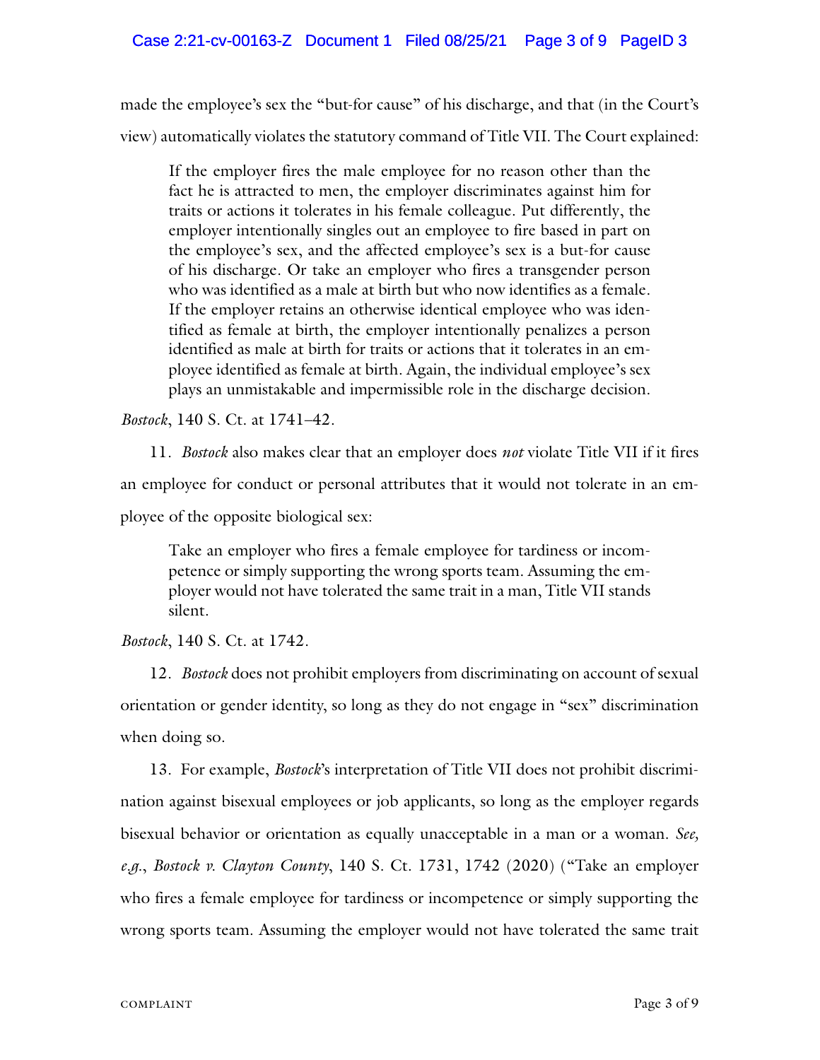made the employee's sex the "but-for cause" of his discharge, and that (in the Court's view) automatically violates the statutory command of Title VII. The Court explained:

> If the employer fires the male employee for no reason other than the fact he is attracted to men, the employer discriminates against him for traits or actions it tolerates in his female colleague. Put differently, the employer intentionally singles out an employee to fire based in part on the employee's sex, and the affected employee's sex is a but-for cause of his discharge. Or take an employer who fires a transgender person who was identified as a male at birth but who now identifies as a female. If the employer retains an otherwise identical employee who was identified as female at birth, the employer intentionally penalizes a person identified as male at birth for traits or actions that it tolerates in an employee identified as female at birth. Again, the individual employee's sex plays an unmistakable and impermissible role in the discharge decision.

*Bostock*, 140 S. Ct. at 1741–42.

11. *Bostock* also makes clear that an employer does *not* violate Title VII if it fires an employee for conduct or personal attributes that it would not tolerate in an employee of the opposite biological sex:

> Take an employer who fires a female employee for tardiness or incompetence or simply supporting the wrong sports team. Assuming the employer would not have tolerated the same trait in a man, Title VII stands silent.

*Bostock*, 140 S. Ct. at 1742.

12. *Bostock* does not prohibit employers from discriminating on account of sexual orientation or gender identity, so long as they do not engage in "sex" discrimination when doing so.

13. For example, *Bostock*'s interpretation of Title VII does not prohibit discrimination against bisexual employees or job applicants, so long as the employer regards bisexual behavior or orientation as equally unacceptable in a man or a woman. *See, e.g.*, *Bostock v. Clayton County*, 140 S. Ct. 1731, 1742 (2020) ("Take an employer who fires a female employee for tardiness or incompetence or simply supporting the wrong sports team. Assuming the employer would not have tolerated the same trait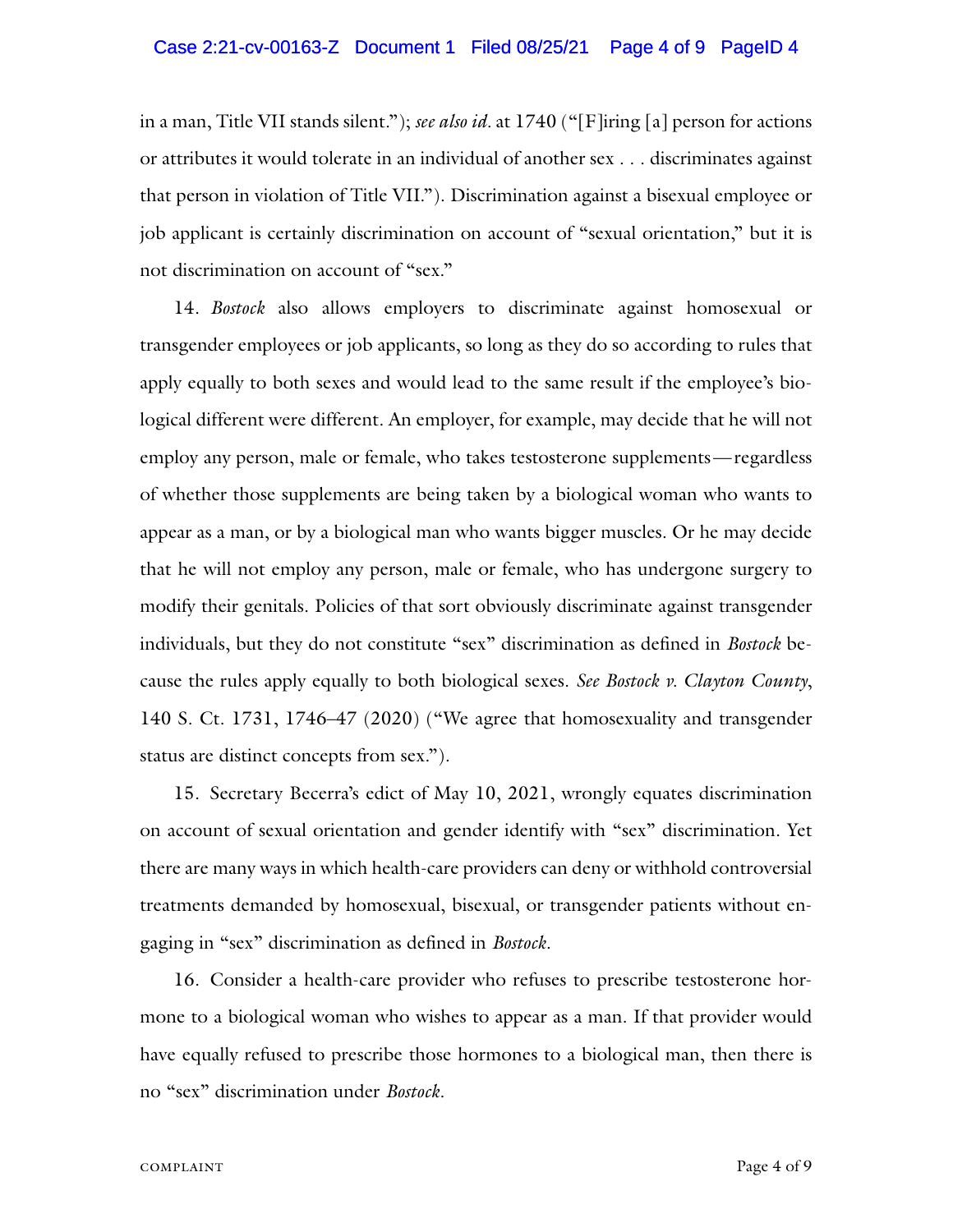in a man, Title VII stands silent."); *see also id.* at 1740 ("[F]iring [a] person for actions or attributes it would tolerate in an individual of another sex . . . discriminates against that person in violation of Title VII."). Discrimination against a bisexual employee or job applicant is certainly discrimination on account of "sexual orientation," but it is not discrimination on account of "sex."

14. *Bostock* also allows employers to discriminate against homosexual or transgender employees or job applicants, so long as they do so according to rules that apply equally to both sexes and would lead to the same result if the employee's biological different were different. An employer, for example, may decide that he will not employ any person, male or female, who takes testosterone supplements—regardless of whether those supplements are being taken by a biological woman who wants to appear as a man, or by a biological man who wants bigger muscles. Or he may decide that he will not employ any person, male or female, who has undergone surgery to modify their genitals. Policies of that sort obviously discriminate against transgender individuals, but they do not constitute "sex" discrimination as defined in *Bostock* because the rules apply equally to both biological sexes. *See Bostock v. Clayton County*, 140 S. Ct. 1731, 1746–47 (2020) ("We agree that homosexuality and transgender status are distinct concepts from sex.").

15. Secretary Becerra's edict of May 10, 2021, wrongly equates discrimination on account of sexual orientation and gender identify with "sex" discrimination. Yet there are many ways in which health-care providers can deny or withhold controversial treatments demanded by homosexual, bisexual, or transgender patients without engaging in "sex" discrimination as defined in *Bostock*.

16. Consider a health-care provider who refuses to prescribe testosterone hormone to a biological woman who wishes to appear as a man. If that provider would have equally refused to prescribe those hormones to a biological man, then there is no "sex" discrimination under *Bostock*.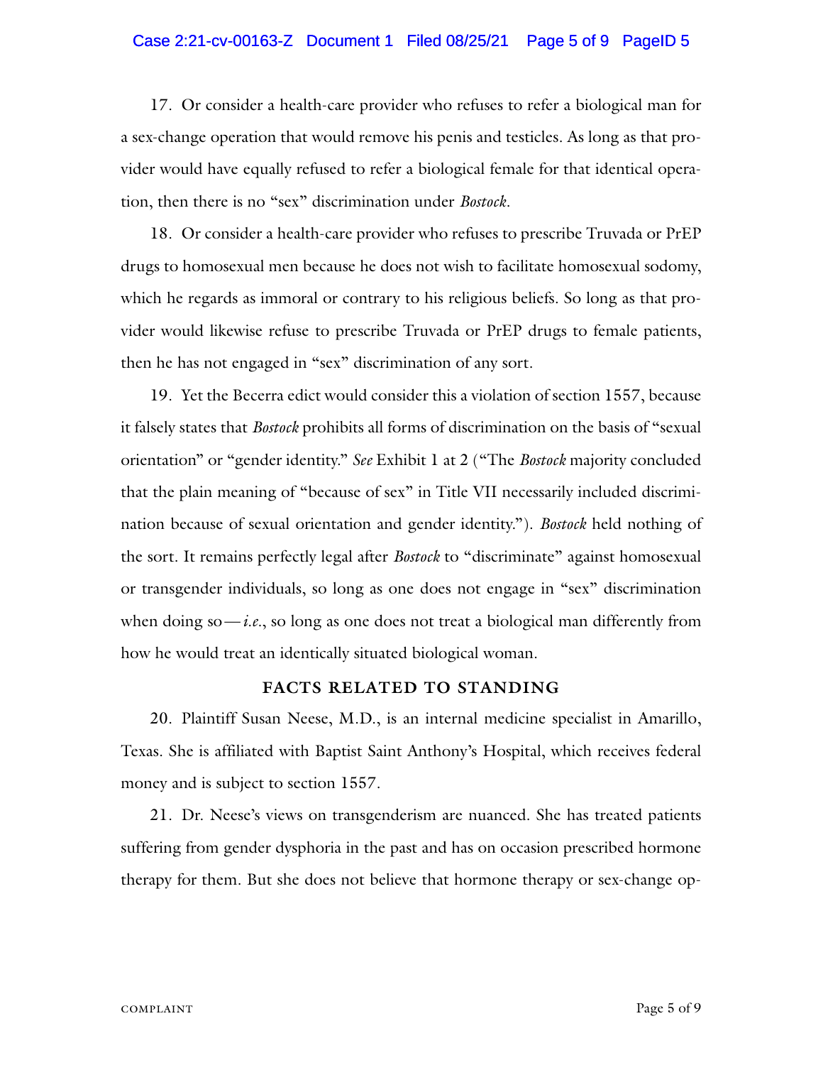17. Or consider a health-care provider who refuses to refer a biological man for a sex-change operation that would remove his penis and testicles. As long as that provider would have equally refused to refer a biological female for that identical operation, then there is no "sex" discrimination under *Bostock*.

18. Or consider a health-care provider who refuses to prescribe Truvada or PrEP drugs to homosexual men because he does not wish to facilitate homosexual sodomy, which he regards as immoral or contrary to his religious beliefs. So long as that provider would likewise refuse to prescribe Truvada or PrEP drugs to female patients, then he has not engaged in "sex" discrimination of any sort.

19. Yet the Becerra edict would consider this a violation of section 1557, because it falsely states that *Bostock* prohibits all forms of discrimination on the basis of "sexual orientation" or "gender identity." *See* Exhibit 1 at 2 ("The *Bostock* majority concluded that the plain meaning of "because of sex" in Title VII necessarily included discrimination because of sexual orientation and gender identity."). *Bostock* held nothing of the sort. It remains perfectly legal after *Bostock* to "discriminate" against homosexual or transgender individuals, so long as one does not engage in "sex" discrimination when doing so—*i.e.*, so long as one does not treat a biological man differently from how he would treat an identically situated biological woman.

## FACTS RELATED TO STANDING

20. Plaintiff Susan Neese, M.D., is an internal medicine specialist in Amarillo, Texas. She is affiliated with Baptist Saint Anthony's Hospital, which receives federal money and is subject to section 1557.

21. Dr. Neese's views on transgenderism are nuanced. She has treated patients suffering from gender dysphoria in the past and has on occasion prescribed hormone therapy for them. But she does not believe that hormone therapy or sex-change op-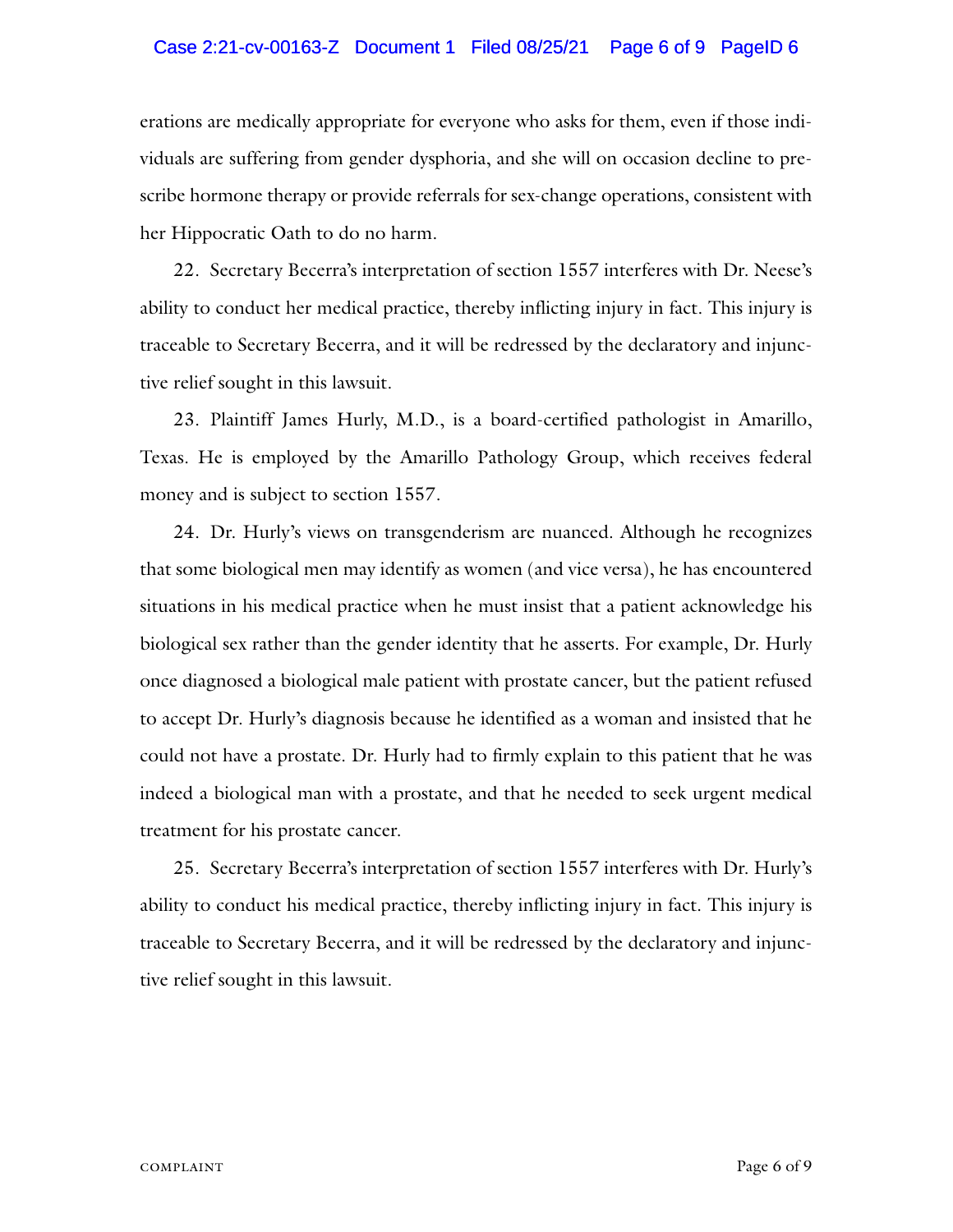erations are medically appropriate for everyone who asks for them, even if those individuals are suffering from gender dysphoria, and she will on occasion decline to prescribe hormone therapy or provide referrals for sex-change operations, consistent with her Hippocratic Oath to do no harm.

22. Secretary Becerra's interpretation of section 1557 interferes with Dr. Neese's ability to conduct her medical practice, thereby inflicting injury in fact. This injury is traceable to Secretary Becerra, and it will be redressed by the declaratory and injunctive relief sought in this lawsuit.

23. Plaintiff James Hurly, M.D., is a board-certified pathologist in Amarillo, Texas. He is employed by the Amarillo Pathology Group, which receives federal money and is subject to section 1557.

24. Dr. Hurly's views on transgenderism are nuanced. Although he recognizes that some biological men may identify as women (and vice versa), he has encountered situations in his medical practice when he must insist that a patient acknowledge his biological sex rather than the gender identity that he asserts. For example, Dr. Hurly once diagnosed a biological male patient with prostate cancer, but the patient refused to accept Dr. Hurly's diagnosis because he identified as a woman and insisted that he could not have a prostate. Dr. Hurly had to firmly explain to this patient that he was indeed a biological man with a prostate, and that he needed to seek urgent medical treatment for his prostate cancer.

25. Secretary Becerra's interpretation of section 1557 interferes with Dr. Hurly's ability to conduct his medical practice, thereby inflicting injury in fact. This injury is traceable to Secretary Becerra, and it will be redressed by the declaratory and injunctive relief sought in this lawsuit.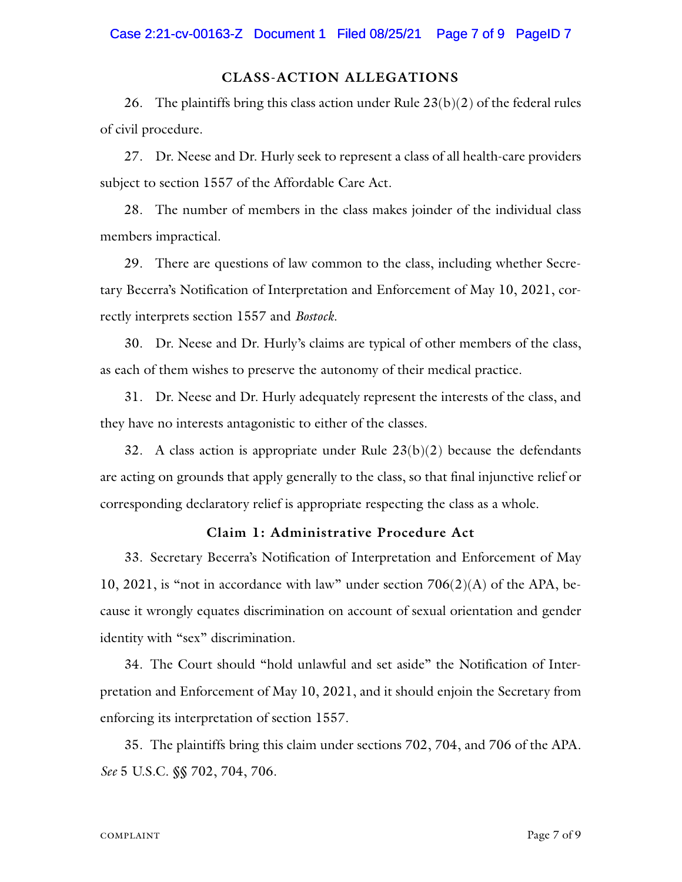## CLASS-ACTION ALLEGATIONS

26. The plaintiffs bring this class action under Rule 23(b)(2) of the federal rules of civil procedure.

27. Dr. Neese and Dr. Hurly seek to represent a class of all health-care providers subject to section 1557 of the Affordable Care Act.

28. The number of members in the class makes joinder of the individual class members impractical.

29. There are questions of law common to the class, including whether Secretary Becerra's Notification of Interpretation and Enforcement of May 10, 2021, correctly interprets section 1557 and *Bostock*.

30. Dr. Neese and Dr. Hurly's claims are typical of other members of the class, as each of them wishes to preserve the autonomy of their medical practice.

31. Dr. Neese and Dr. Hurly adequately represent the interests of the class, and they have no interests antagonistic to either of the classes.

32. A class action is appropriate under Rule 23(b)(2) because the defendants are acting on grounds that apply generally to the class, so that final injunctive relief or corresponding declaratory relief is appropriate respecting the class as a whole.

### Claim 1: Administrative Procedure Act

33. Secretary Becerra's Notification of Interpretation and Enforcement of May 10, 2021, is "not in accordance with law" under section 706(2)(A) of the APA, because it wrongly equates discrimination on account of sexual orientation and gender identity with "sex" discrimination.

34. The Court should "hold unlawful and set aside" the Notification of Interpretation and Enforcement of May 10, 2021, and it should enjoin the Secretary from enforcing its interpretation of section 1557.

35. The plaintiffs bring this claim under sections 702, 704, and 706 of the APA. *See* 5 U.S.C. §§ 702, 704, 706.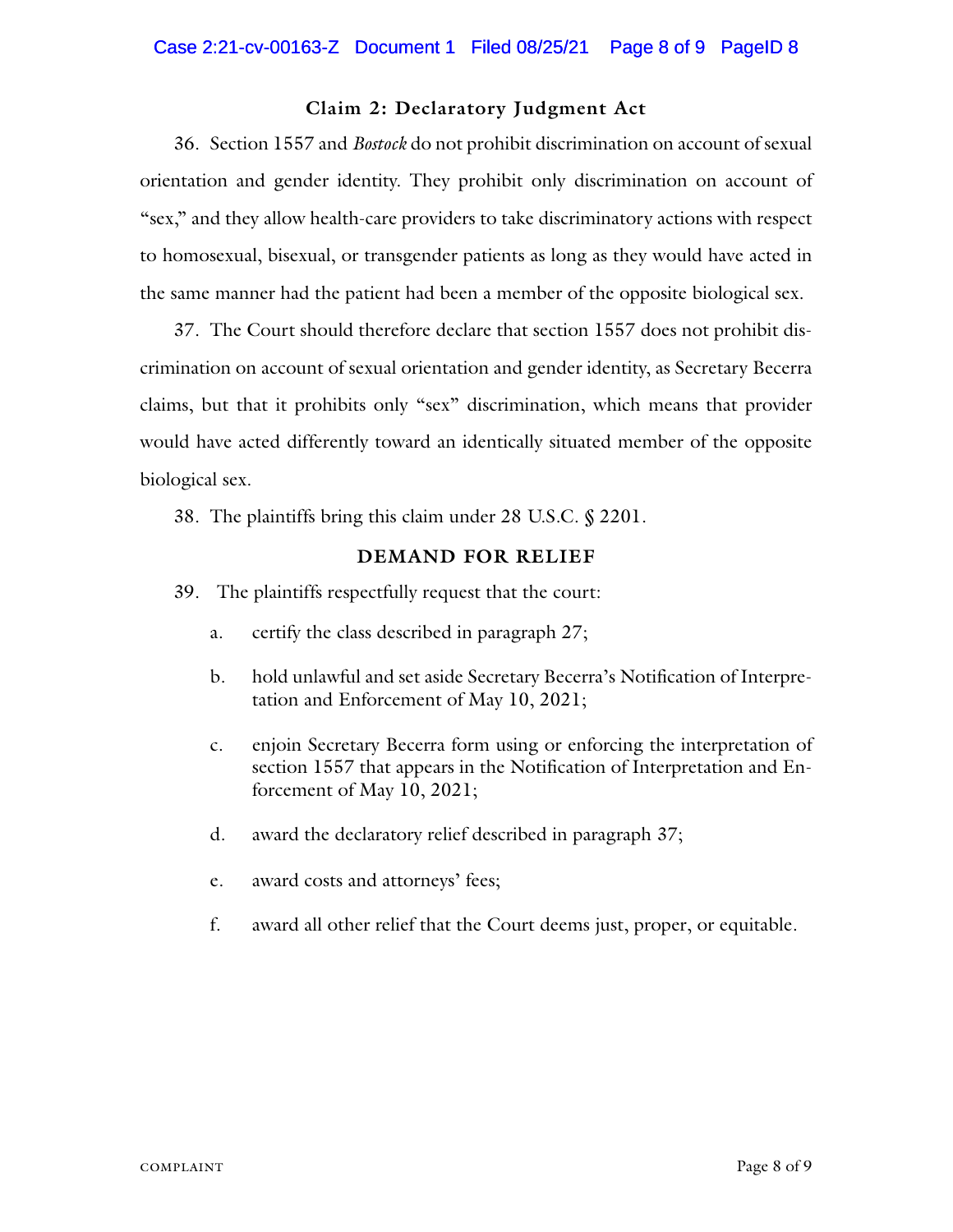### Claim 2: Declaratory Judgment Act

36. Section 1557 and *Bostock* do not prohibit discrimination on account of sexual orientation and gender identity. They prohibit only discrimination on account of "sex," and they allow health-care providers to take discriminatory actions with respect to homosexual, bisexual, or transgender patients as long as they would have acted in the same manner had the patient had been a member of the opposite biological sex.

37. The Court should therefore declare that section 1557 does not prohibit discrimination on account of sexual orientation and gender identity, as Secretary Becerra claims, but that it prohibits only "sex" discrimination, which means that provider would have acted differently toward an identically situated member of the opposite biological sex.

38. The plaintiffs bring this claim under 28 U.S.C. § 2201.

## DEMAND FOR RELIEF

39. The plaintiffs respectfully request that the court:

a. certify the class described in paragraph 27;

b. hold unlawful and set aside Secretary Becerra's Notification of Interpretation and Enforcement of May 10, 2021;

c. enjoin Secretary Becerra form using or enforcing the interpretation of section 1557 that appears in the Notification of Interpretation and Enforcement of May 10, 2021;

d. award the declaratory relief described in paragraph 37;

e. award costs and attorneys' fees;

f. award all other relief that the Court deems just, proper, or equitable.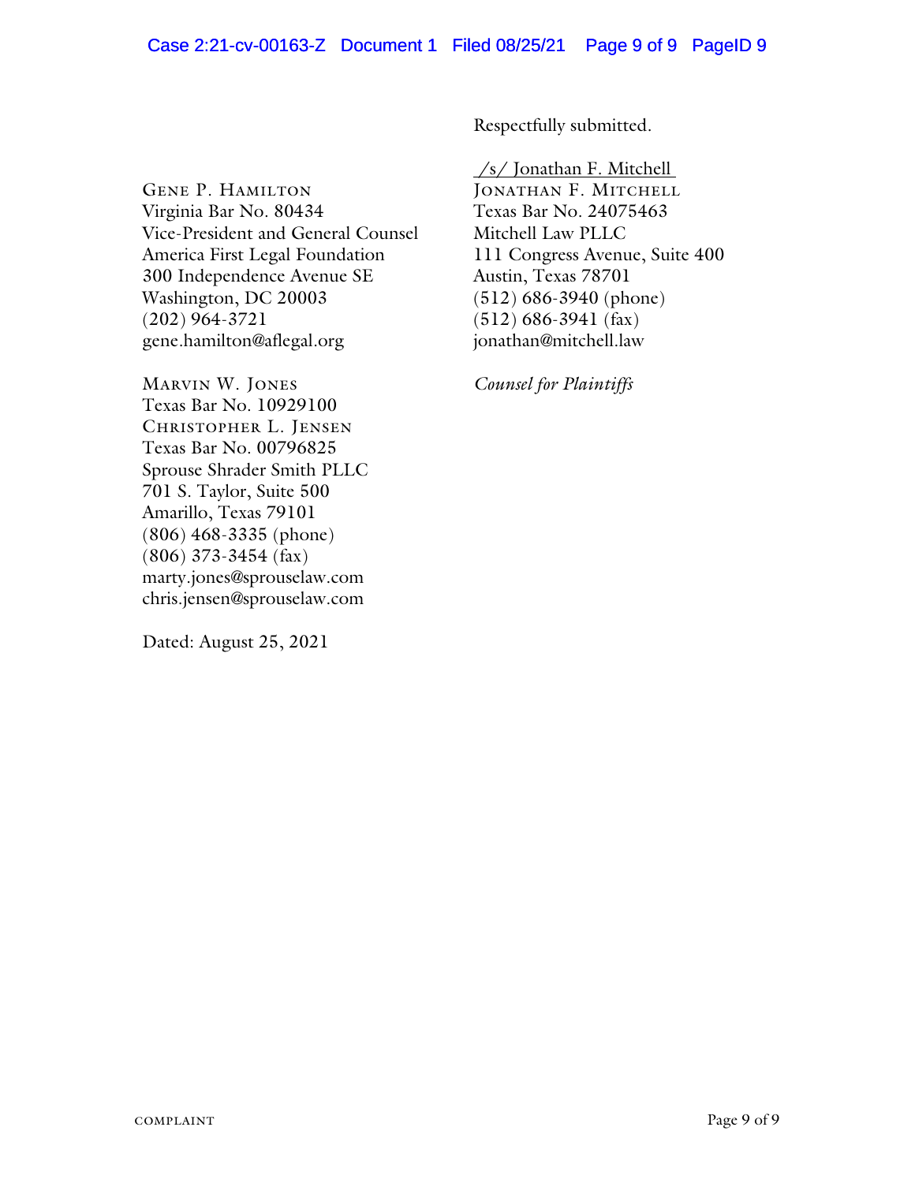Respectfully submitted.

/s/ Jonathan F. Mitchell
JONATHAN F. MITCHELL
Texas Bar No. 24075463
Mitchell Law PLLC
111 Congress Avenue, Suite 400
Austin, Texas 78701
(512) 686-3940 (phone)
(512) 686-3941 (fax)
jonathan@mitchell.law

*Counsel for Plaintiffs*

GENE P. HAMILTON
Virginia Bar No. 80434
Vice-President and General Counsel
America First Legal Foundation
300 Independence Avenue SE
Washington, DC 20003
(202) 964-3721
gene.hamilton@aflegal.org

MARVIN W. JONES
Texas Bar No. 10929100
CHRISTOPHER L. JENSEN
Texas Bar No. 00796825
Sprouse Shrader Smith PLLC
701 S. Taylor, Suite 500
Amarillo, Texas 79101
(806) 468-3335 (phone)
(806) 373-3454 (fax)
marty.jones@sprouselaw.com
chris.jensen@sprouselaw.com

Dated: August 25, 2021